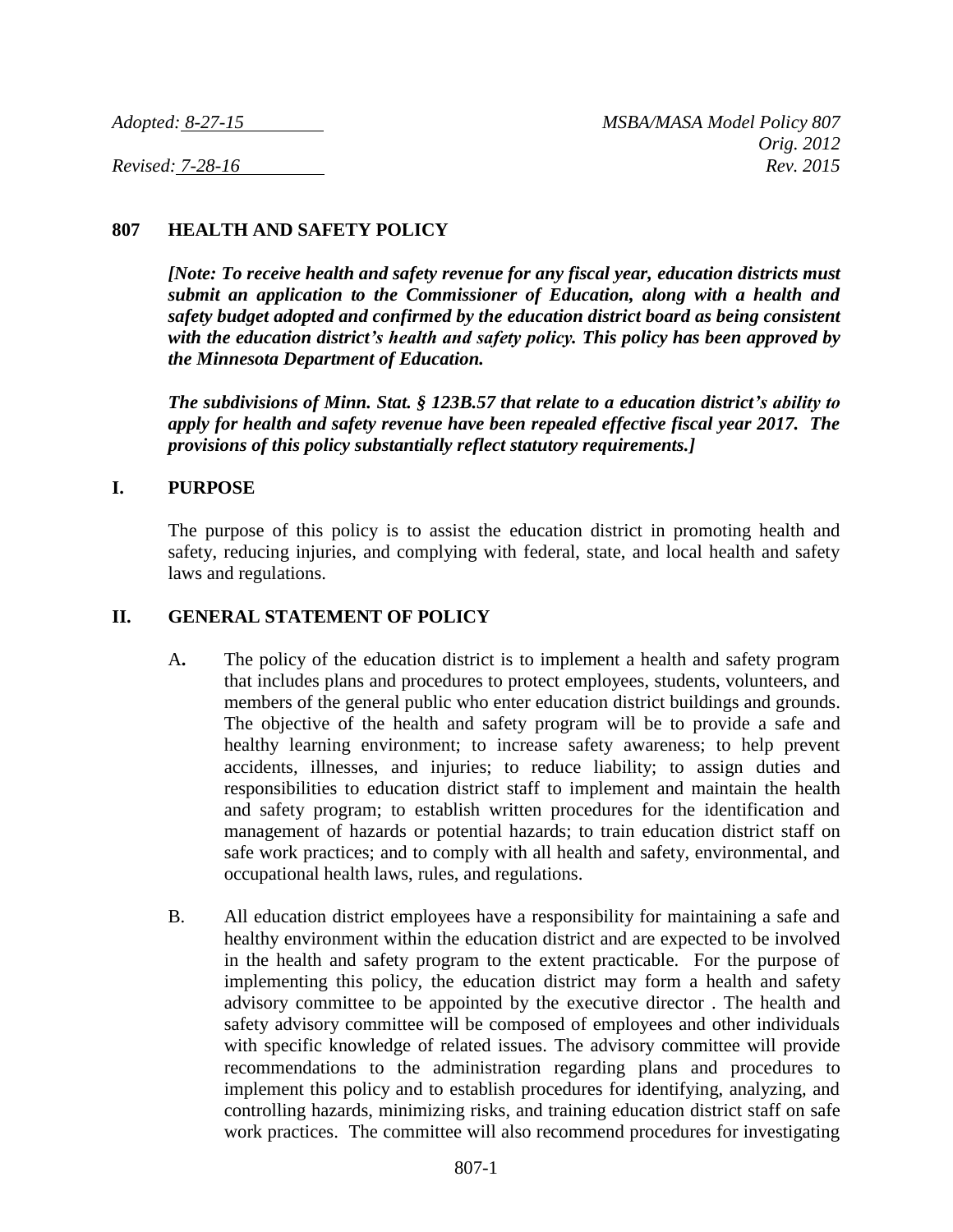*Adopted: 8-27-15* *MSBA/MASA Model Policy 807*
*Orig. 2012*
*Revised: 7-28-16* *Rev. 2015*

## 807 HEALTH AND SAFETY POLICY

***[Note: To receive health and safety revenue for any fiscal year, education districts must submit an application to the Commissioner of Education, along with a health and safety budget adopted and confirmed by the education district board as being consistent with the education district's health and safety policy. This policy has been approved by the Minnesota Department of Education.***

***The subdivisions of Minn. Stat. § 123B.57 that relate to a education district's ability to apply for health and safety revenue have been repealed effective fiscal year 2017. The provisions of this policy substantially reflect statutory requirements.]***

### I. PURPOSE

The purpose of this policy is to assist the education district in promoting health and safety, reducing injuries, and complying with federal, state, and local health and safety laws and regulations.

### II. GENERAL STATEMENT OF POLICY

A. The policy of the education district is to implement a health and safety program that includes plans and procedures to protect employees, students, volunteers, and members of the general public who enter education district buildings and grounds. The objective of the health and safety program will be to provide a safe and healthy learning environment; to increase safety awareness; to help prevent accidents, illnesses, and injuries; to reduce liability; to assign duties and responsibilities to education district staff to implement and maintain the health and safety program; to establish written procedures for the identification and management of hazards or potential hazards; to train education district staff on safe work practices; and to comply with all health and safety, environmental, and occupational health laws, rules, and regulations.

B. All education district employees have a responsibility for maintaining a safe and healthy environment within the education district and are expected to be involved in the health and safety program to the extent practicable. For the purpose of implementing this policy, the education district may form a health and safety advisory committee to be appointed by the executive director . The health and safety advisory committee will be composed of employees and other individuals with specific knowledge of related issues. The advisory committee will provide recommendations to the administration regarding plans and procedures to implement this policy and to establish procedures for identifying, analyzing, and controlling hazards, minimizing risks, and training education district staff on safe work practices. The committee will also recommend procedures for investigating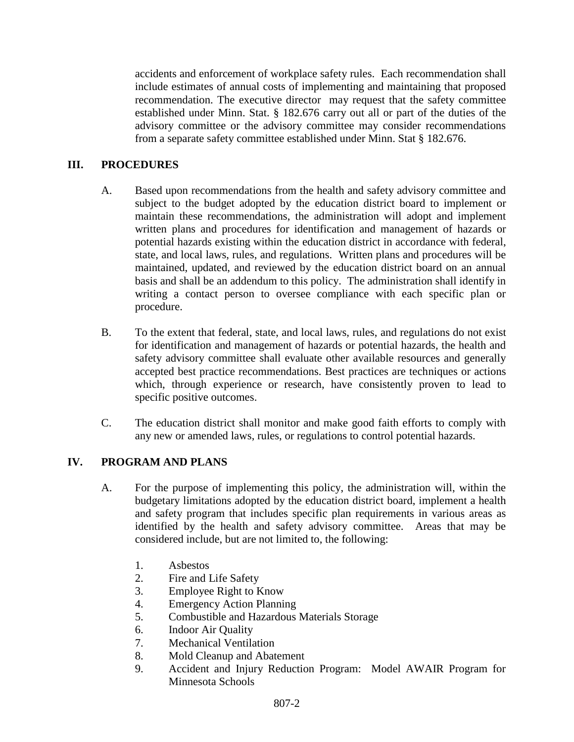accidents and enforcement of workplace safety rules. Each recommendation shall include estimates of annual costs of implementing and maintaining that proposed recommendation. The executive director may request that the safety committee established under Minn. Stat. § 182.676 carry out all or part of the duties of the advisory committee or the advisory committee may consider recommendations from a separate safety committee established under Minn. Stat § 182.676.

## III. PROCEDURES

A. Based upon recommendations from the health and safety advisory committee and subject to the budget adopted by the education district board to implement or maintain these recommendations, the administration will adopt and implement written plans and procedures for identification and management of hazards or potential hazards existing within the education district in accordance with federal, state, and local laws, rules, and regulations. Written plans and procedures will be maintained, updated, and reviewed by the education district board on an annual basis and shall be an addendum to this policy. The administration shall identify in writing a contact person to oversee compliance with each specific plan or procedure.

B. To the extent that federal, state, and local laws, rules, and regulations do not exist for identification and management of hazards or potential hazards, the health and safety advisory committee shall evaluate other available resources and generally accepted best practice recommendations. Best practices are techniques or actions which, through experience or research, have consistently proven to lead to specific positive outcomes.

C. The education district shall monitor and make good faith efforts to comply with any new or amended laws, rules, or regulations to control potential hazards.

## IV. PROGRAM AND PLANS

A. For the purpose of implementing this policy, the administration will, within the budgetary limitations adopted by the education district board, implement a health and safety program that includes specific plan requirements in various areas as identified by the health and safety advisory committee. Areas that may be considered include, but are not limited to, the following:

1. Asbestos
2. Fire and Life Safety
3. Employee Right to Know
4. Emergency Action Planning
5. Combustible and Hazardous Materials Storage
6. Indoor Air Quality
7. Mechanical Ventilation
8. Mold Cleanup and Abatement
9. Accident and Injury Reduction Program: Model AWAIR Program for Minnesota Schools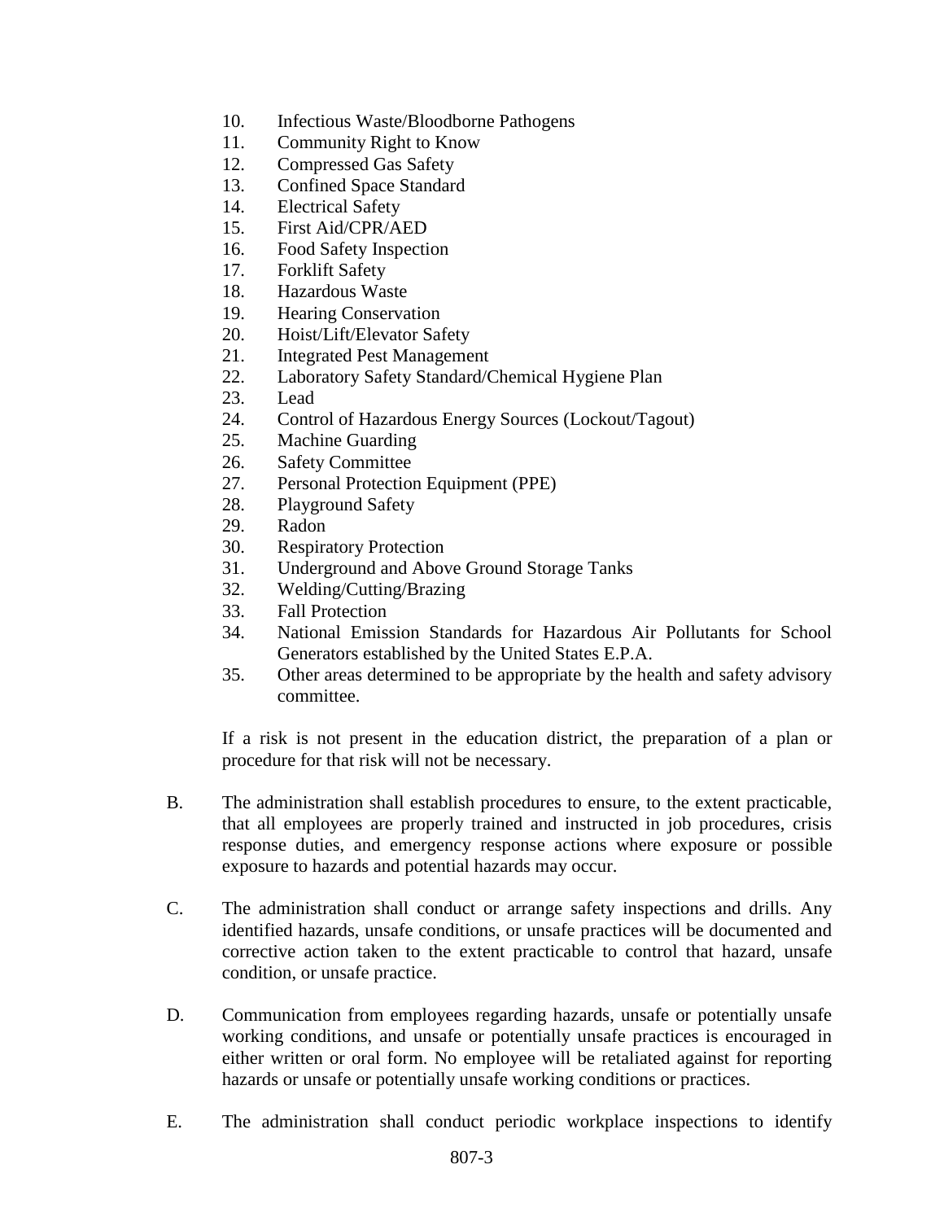10. Infectious Waste/Bloodborne Pathogens
11. Community Right to Know
12. Compressed Gas Safety
13. Confined Space Standard
14. Electrical Safety
15. First Aid/CPR/AED
16. Food Safety Inspection
17. Forklift Safety
18. Hazardous Waste
19. Hearing Conservation
20. Hoist/Lift/Elevator Safety
21. Integrated Pest Management
22. Laboratory Safety Standard/Chemical Hygiene Plan
23. Lead
24. Control of Hazardous Energy Sources (Lockout/Tagout)
25. Machine Guarding
26. Safety Committee
27. Personal Protection Equipment (PPE)
28. Playground Safety
29. Radon
30. Respiratory Protection
31. Underground and Above Ground Storage Tanks
32. Welding/Cutting/Brazing
33. Fall Protection
34. National Emission Standards for Hazardous Air Pollutants for School Generators established by the United States E.P.A.
35. Other areas determined to be appropriate by the health and safety advisory committee.

If a risk is not present in the education district, the preparation of a plan or procedure for that risk will not be necessary.

B. The administration shall establish procedures to ensure, to the extent practicable, that all employees are properly trained and instructed in job procedures, crisis response duties, and emergency response actions where exposure or possible exposure to hazards and potential hazards may occur.

C. The administration shall conduct or arrange safety inspections and drills. Any identified hazards, unsafe conditions, or unsafe practices will be documented and corrective action taken to the extent practicable to control that hazard, unsafe condition, or unsafe practice.

D. Communication from employees regarding hazards, unsafe or potentially unsafe working conditions, and unsafe or potentially unsafe practices is encouraged in either written or oral form. No employee will be retaliated against for reporting hazards or unsafe or potentially unsafe working conditions or practices.

E. The administration shall conduct periodic workplace inspections to identify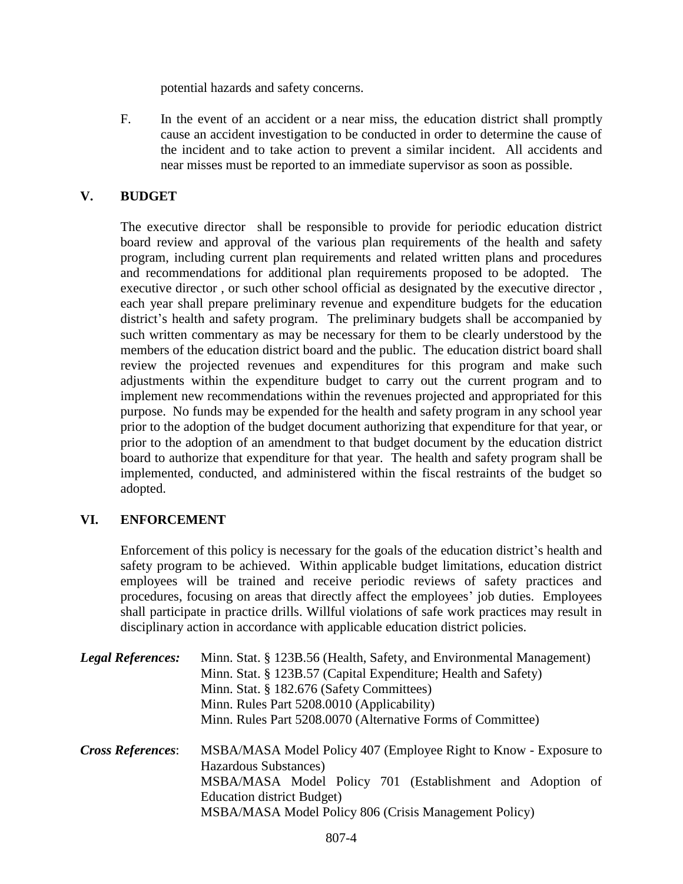potential hazards and safety concerns.

F. In the event of an accident or a near miss, the education district shall promptly cause an accident investigation to be conducted in order to determine the cause of the incident and to take action to prevent a similar incident. All accidents and near misses must be reported to an immediate supervisor as soon as possible.

## V. BUDGET

The executive director shall be responsible to provide for periodic education district board review and approval of the various plan requirements of the health and safety program, including current plan requirements and related written plans and procedures and recommendations for additional plan requirements proposed to be adopted. The executive director , or such other school official as designated by the executive director , each year shall prepare preliminary revenue and expenditure budgets for the education district's health and safety program. The preliminary budgets shall be accompanied by such written commentary as may be necessary for them to be clearly understood by the members of the education district board and the public. The education district board shall review the projected revenues and expenditures for this program and make such adjustments within the expenditure budget to carry out the current program and to implement new recommendations within the revenues projected and appropriated for this purpose. No funds may be expended for the health and safety program in any school year prior to the adoption of the budget document authorizing that expenditure for that year, or prior to the adoption of an amendment to that budget document by the education district board to authorize that expenditure for that year. The health and safety program shall be implemented, conducted, and administered within the fiscal restraints of the budget so adopted.

## VI. ENFORCEMENT

Enforcement of this policy is necessary for the goals of the education district's health and safety program to be achieved. Within applicable budget limitations, education district employees will be trained and receive periodic reviews of safety practices and procedures, focusing on areas that directly affect the employees' job duties. Employees shall participate in practice drills. Willful violations of safe work practices may result in disciplinary action in accordance with applicable education district policies.

***Legal References:***
Minn. Stat. § 123B.56 (Health, Safety, and Environmental Management)
Minn. Stat. § 123B.57 (Capital Expenditure; Health and Safety)
Minn. Stat. § 182.676 (Safety Committees)
Minn. Rules Part 5208.0010 (Applicability)
Minn. Rules Part 5208.0070 (Alternative Forms of Committee)

***Cross References***:
MSBA/MASA Model Policy 407 (Employee Right to Know - Exposure to Hazardous Substances)
MSBA/MASA Model Policy 701 (Establishment and Adoption of Education district Budget)
MSBA/MASA Model Policy 806 (Crisis Management Policy)